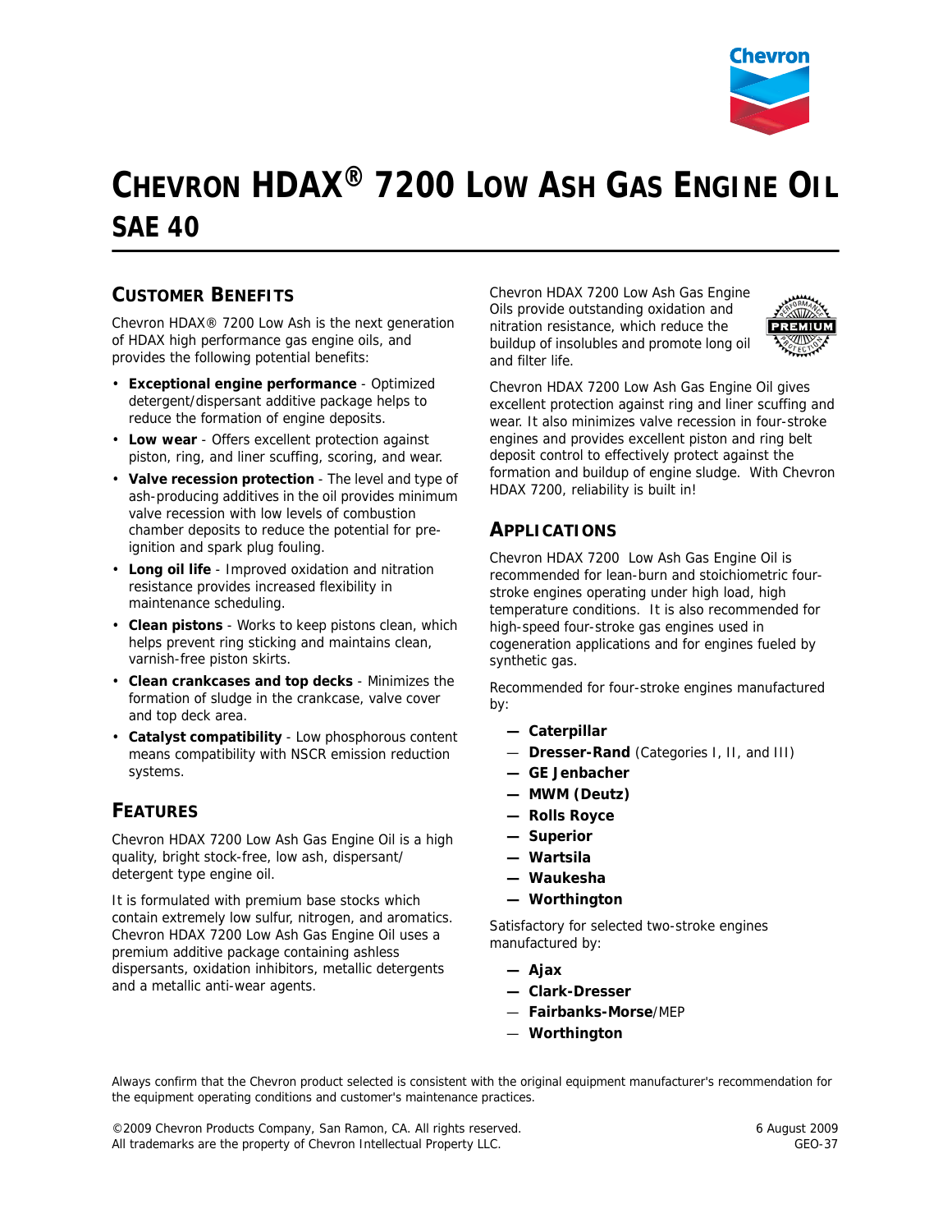# CHEVRON HDAX® 7200 LOW ASH GAS ENGINE OIL
## SAE 40

### CUSTOMER BENEFITS

Chevron HDAX® 7200 Low Ash is the next generation of HDAX high performance gas engine oils, and provides the following potential benefits:

- **Exceptional engine performance** - Optimized detergent/dispersant additive package helps to reduce the formation of engine deposits.
- **Low wear** - Offers excellent protection against piston, ring, and liner scuffing, scoring, and wear.
- **Valve recession protection** - The level and type of ash-producing additives in the oil provides minimum valve recession with low levels of combustion chamber deposits to reduce the potential for pre-ignition and spark plug fouling.
- **Long oil life** - Improved oxidation and nitration resistance provides increased flexibility in maintenance scheduling.
- **Clean pistons** - Works to keep pistons clean, which helps prevent ring sticking and maintains clean, varnish-free piston skirts.
- **Clean crankcases and top decks** - Minimizes the formation of sludge in the crankcase, valve cover and top deck area.
- **Catalyst compatibility** - Low phosphorous content means compatibility with NSCR emission reduction systems.

### FEATURES

Chevron HDAX 7200 Low Ash Gas Engine Oil is a high quality, bright stock-free, low ash, dispersant/detergent type engine oil.

It is formulated with premium base stocks which contain extremely low sulfur, nitrogen, and aromatics. Chevron HDAX 7200 Low Ash Gas Engine Oil uses a premium additive package containing ashless dispersants, oxidation inhibitors, metallic detergents and a metallic anti-wear agents.

Chevron HDAX 7200 Low Ash Gas Engine Oils provide outstanding oxidation and nitration resistance, which reduce the buildup of insolubles and promote long oil and filter life.

Chevron HDAX 7200 Low Ash Gas Engine Oil gives excellent protection against ring and liner scuffing and wear. It also minimizes valve recession in four-stroke engines and provides excellent piston and ring belt deposit control to effectively protect against the formation and buildup of engine sludge. With Chevron HDAX 7200, reliability is built in!

### APPLICATIONS

Chevron HDAX 7200 Low Ash Gas Engine Oil is recommended for lean-burn and stoichiometric four-stroke engines operating under high load, high temperature conditions. It is also recommended for high-speed four-stroke gas engines used in cogeneration applications and for engines fueled by synthetic gas.

Recommended for four-stroke engines manufactured by:

- **Caterpillar**
- **Dresser-Rand** (Categories I, II, and III)
- **GE Jenbacher**
- **MWM (Deutz)**
- **Rolls Royce**
- **Superior**
- **Wartsila**
- **Waukesha**
- **Worthington**

Satisfactory for selected two-stroke engines manufactured by:

- **Ajax**
- **Clark-Dresser**
- **Fairbanks-Morse**/MEP
- **Worthington**

Always confirm that the Chevron product selected is consistent with the original equipment manufacturer's recommendation for the equipment operating conditions and customer's maintenance practices.

©2009 Chevron Products Company, San Ramon, CA. All rights reserved.
All trademarks are the property of Chevron Intellectual Property LLC.

6 August 2009
GEO-37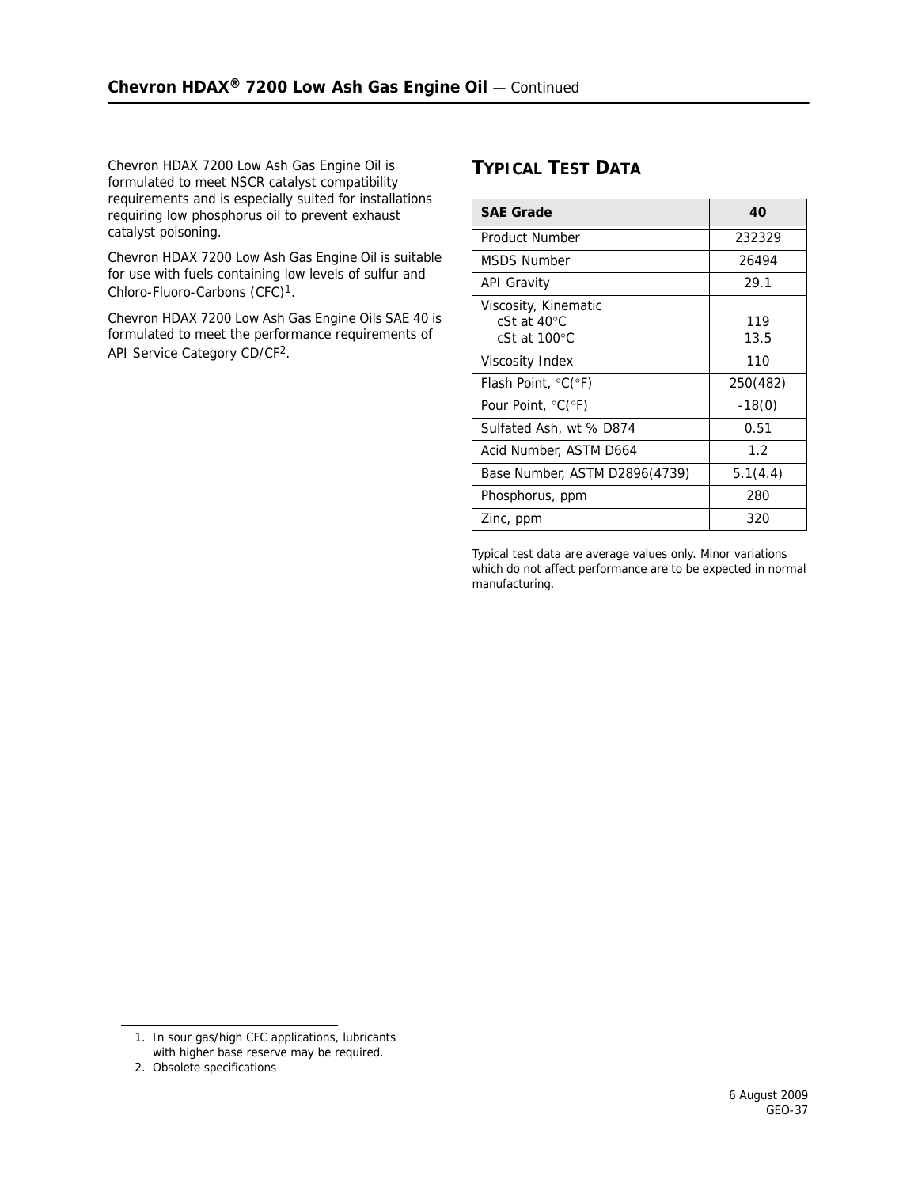Chevron HDAX 7200 Low Ash Gas Engine Oil is formulated to meet NSCR catalyst compatibility requirements and is especially suited for installations requiring low phosphorus oil to prevent exhaust catalyst poisoning.

Chevron HDAX 7200 Low Ash Gas Engine Oil is suitable for use with fuels containing low levels of sulfur and Chloro-Fluoro-Carbons (CFC)[1].

Chevron HDAX 7200 Low Ash Gas Engine Oils SAE 40 is formulated to meet the performance requirements of API Service Category CD/CF[2].

## TYPICAL TEST DATA

| SAE Grade | 40 |
|---|---|
| Product Number | 232329 |
| MSDS Number | 26494 |
| API Gravity | 29.1 |
| Viscosity, Kinematic<br>cSt at 40°C<br>cSt at 100°C | <br>119<br>13.5 |
| Viscosity Index | 110 |
| Flash Point, °C(°F) | 250(482) |
| Pour Point, °C(°F) | -18(0) |
| Sulfated Ash, wt % D874 | 0.51 |
| Acid Number, ASTM D664 | 1.2 |
| Base Number, ASTM D2896(4739) | 5.1(4.4) |
| Phosphorus, ppm | 280 |
| Zinc, ppm | 320 |

Typical test data are average values only. Minor variations which do not affect performance are to be expected in normal manufacturing.

1. In sour gas/high CFC applications, lubricants with higher base reserve may be required.
2. Obsolete specifications

6 August 2009